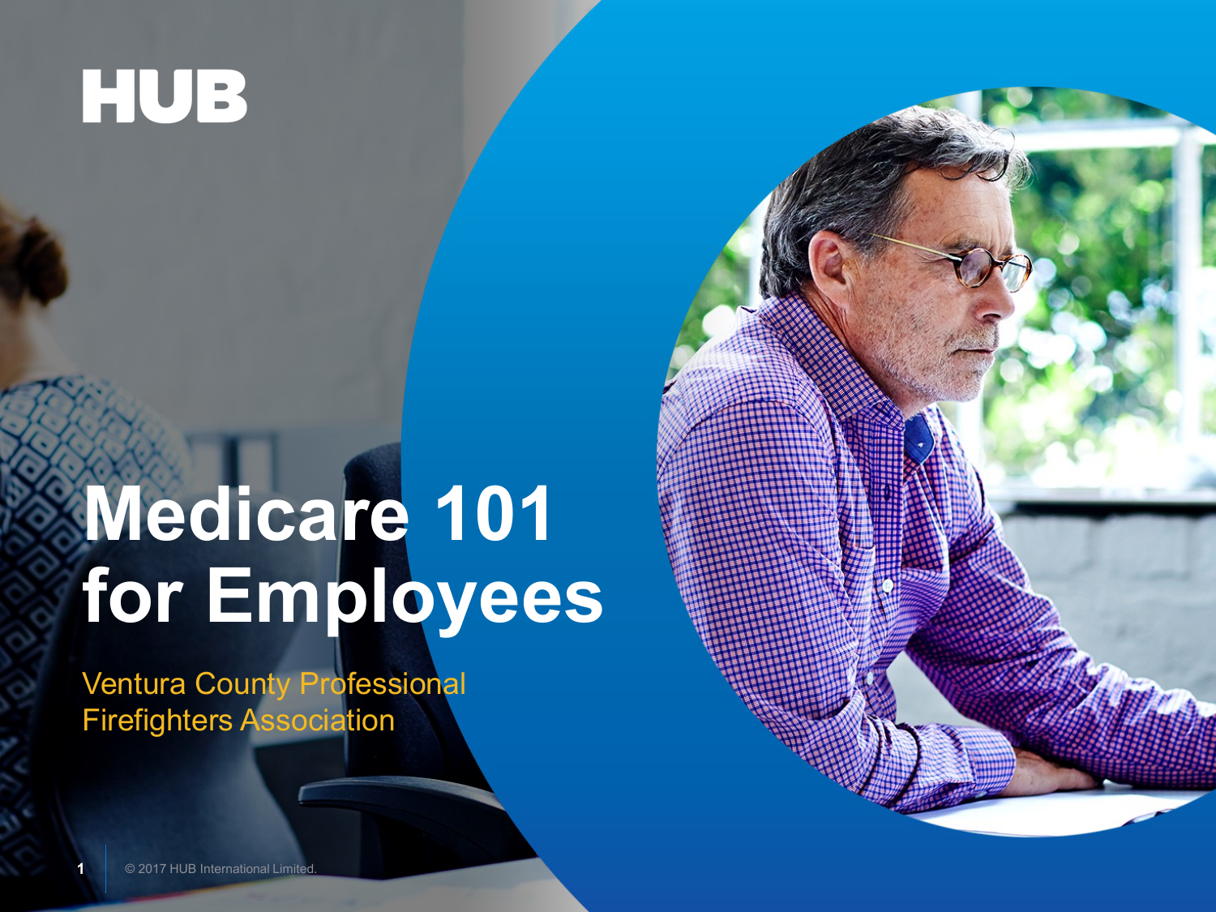HUB

# Medicare 101 for Employees

Ventura County Professional Firefighters Association

© 2017 HUB International Limited.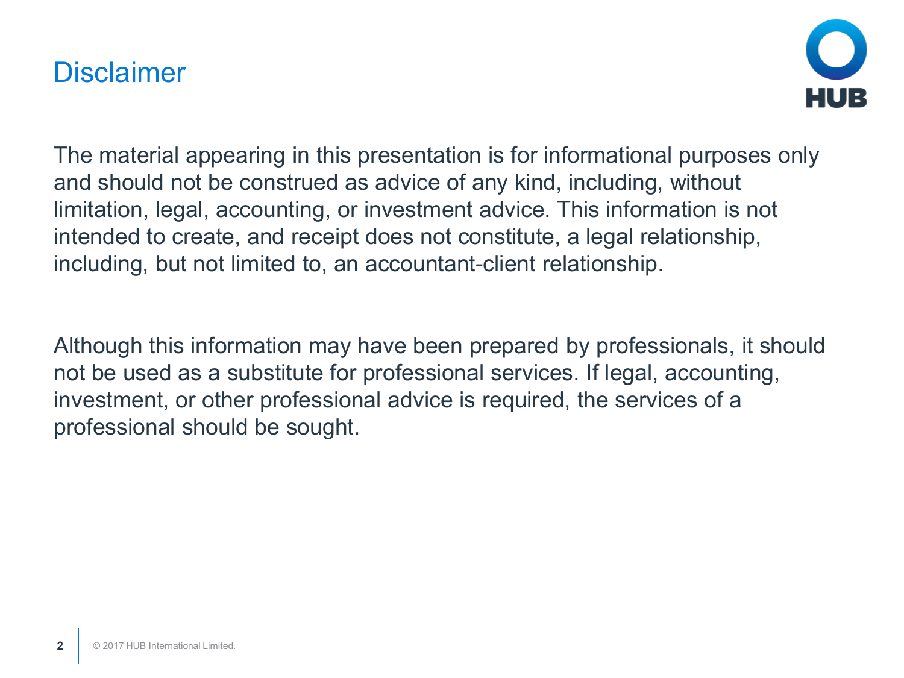# Disclaimer

The material appearing in this presentation is for informational purposes only and should not be construed as advice of any kind, including, without limitation, legal, accounting, or investment advice. This information is not intended to create, and receipt does not constitute, a legal relationship, including, but not limited to, an accountant-client relationship.

Although this information may have been prepared by professionals, it should not be used as a substitute for professional services. If legal, accounting, investment, or other professional advice is required, the services of a professional should be sought.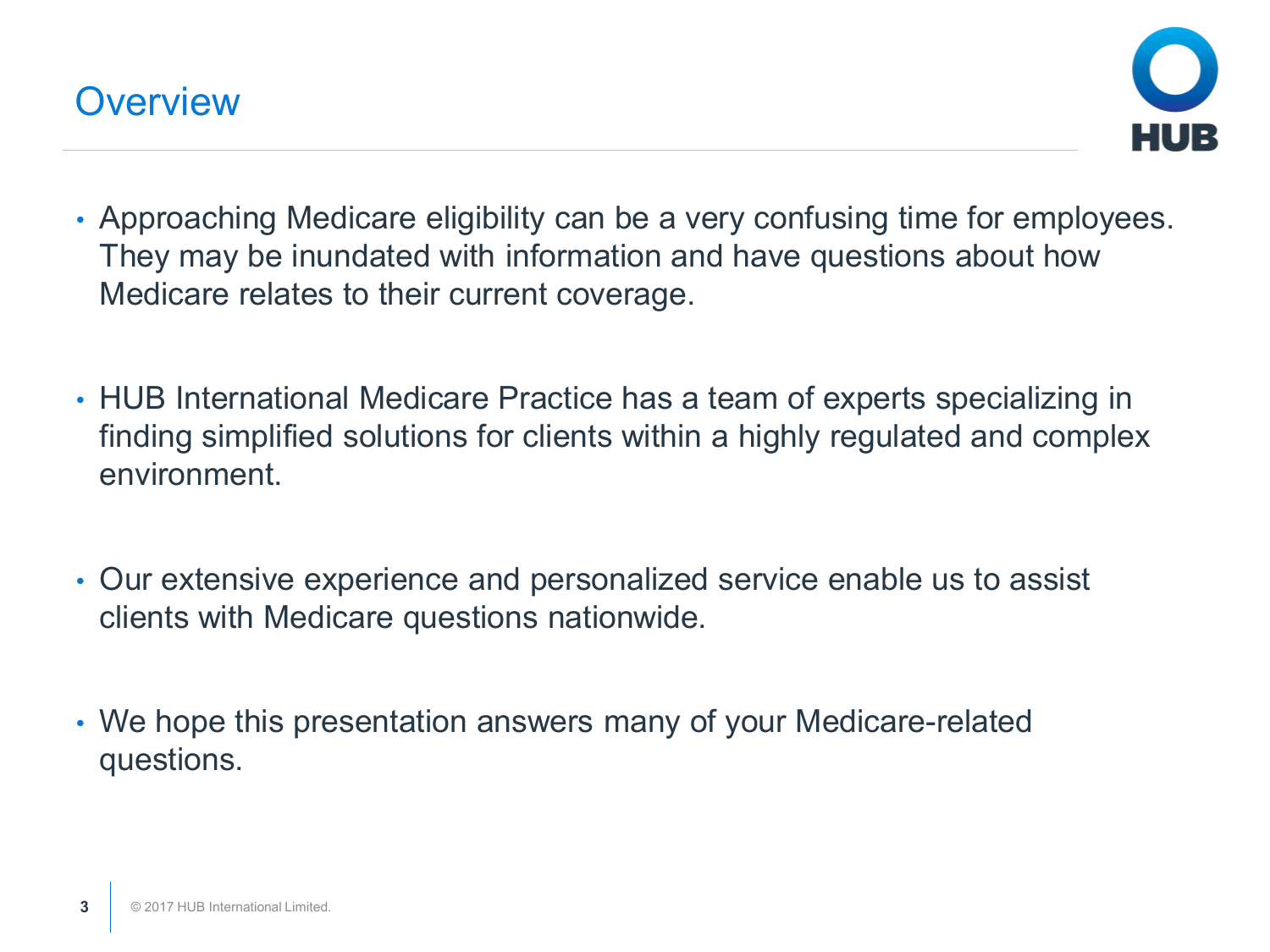# Overview

- Approaching Medicare eligibility can be a very confusing time for employees. They may be inundated with information and have questions about how Medicare relates to their current coverage.

- HUB International Medicare Practice has a team of experts specializing in finding simplified solutions for clients within a highly regulated and complex environment.

- Our extensive experience and personalized service enable us to assist clients with Medicare questions nationwide.

- We hope this presentation answers many of your Medicare-related questions.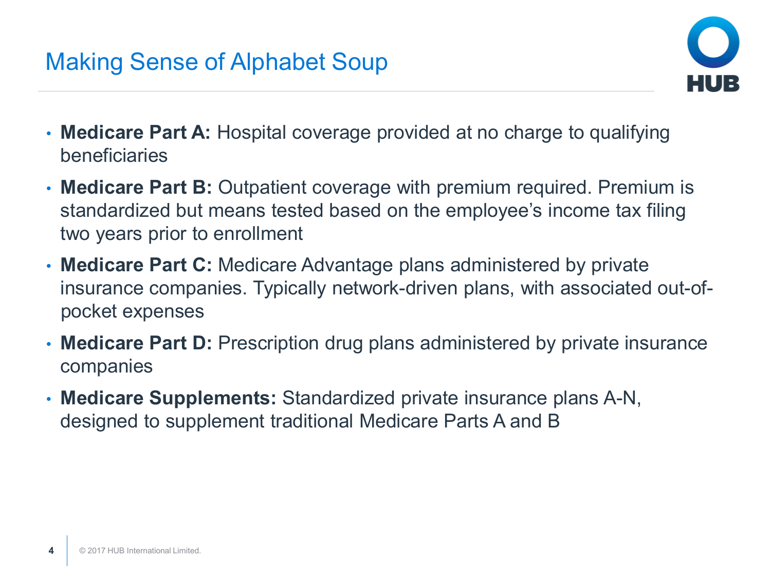# Making Sense of Alphabet Soup

- **Medicare Part A:** Hospital coverage provided at no charge to qualifying beneficiaries
- **Medicare Part B:** Outpatient coverage with premium required. Premium is standardized but means tested based on the employee's income tax filing two years prior to enrollment
- **Medicare Part C:** Medicare Advantage plans administered by private insurance companies. Typically network-driven plans, with associated out-of-pocket expenses
- **Medicare Part D:** Prescription drug plans administered by private insurance companies
- **Medicare Supplements:** Standardized private insurance plans A-N, designed to supplement traditional Medicare Parts A and B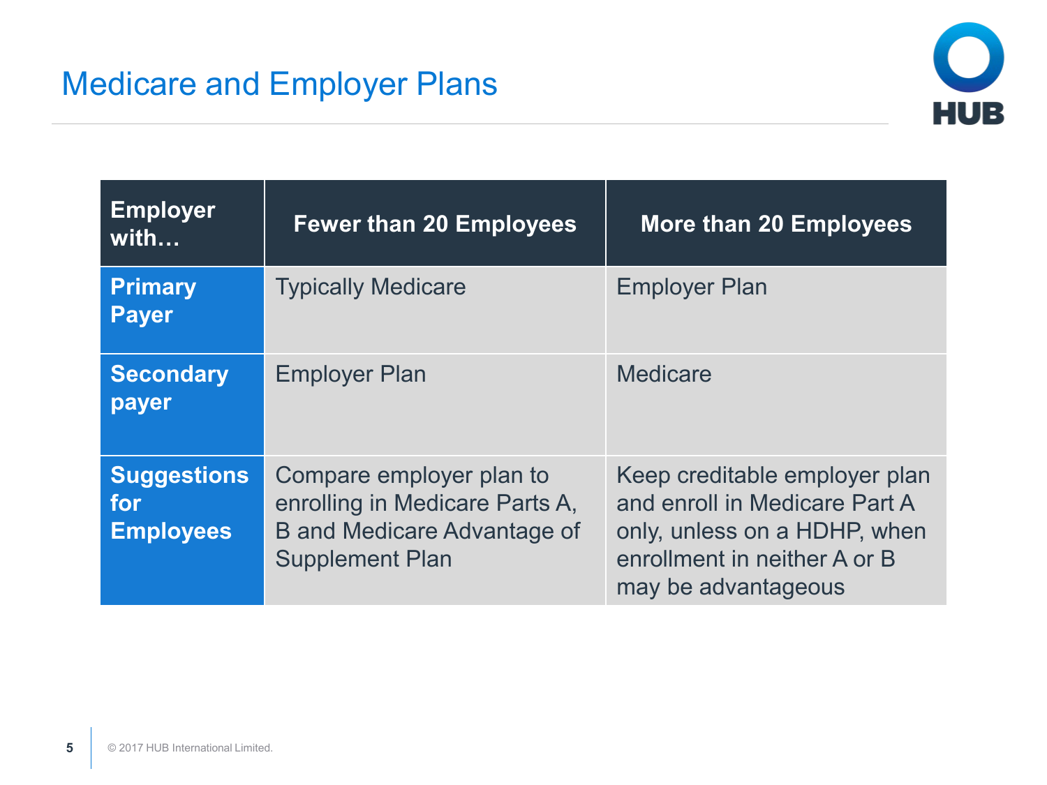# Medicare and Employer Plans

| Employer with… | Fewer than 20 Employees | More than 20 Employees |
|---|---|---|
| **Primary Payer** | Typically Medicare | Employer Plan |
| **Secondary payer** | Employer Plan | Medicare |
| **Suggestions for Employees** | Compare employer plan to enrolling in Medicare Parts A, B and Medicare Advantage of Supplement Plan | Keep creditable employer plan and enroll in Medicare Part A only, unless on a HDHP, when enrollment in neither A or B may be advantageous |

© 2017 HUB International Limited.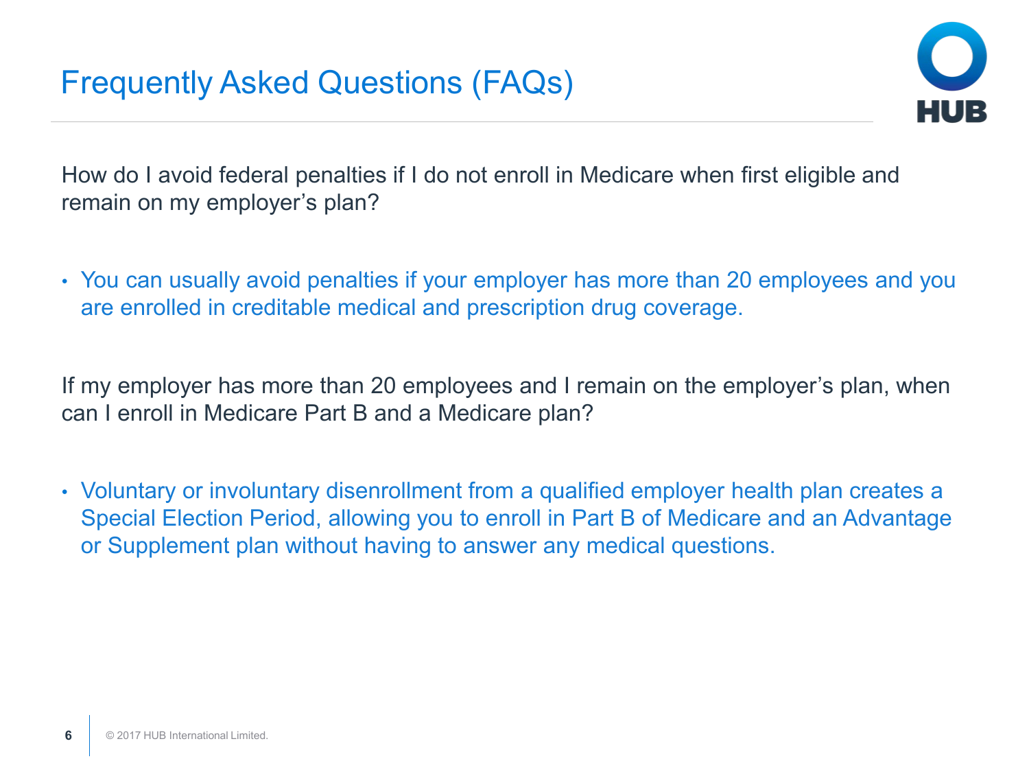# Frequently Asked Questions (FAQs)

How do I avoid federal penalties if I do not enroll in Medicare when first eligible and remain on my employer's plan?

- You can usually avoid penalties if your employer has more than 20 employees and you are enrolled in creditable medical and prescription drug coverage.

If my employer has more than 20 employees and I remain on the employer's plan, when can I enroll in Medicare Part B and a Medicare plan?

- Voluntary or involuntary disenrollment from a qualified employer health plan creates a Special Election Period, allowing you to enroll in Part B of Medicare and an Advantage or Supplement plan without having to answer any medical questions.

© 2017 HUB International Limited.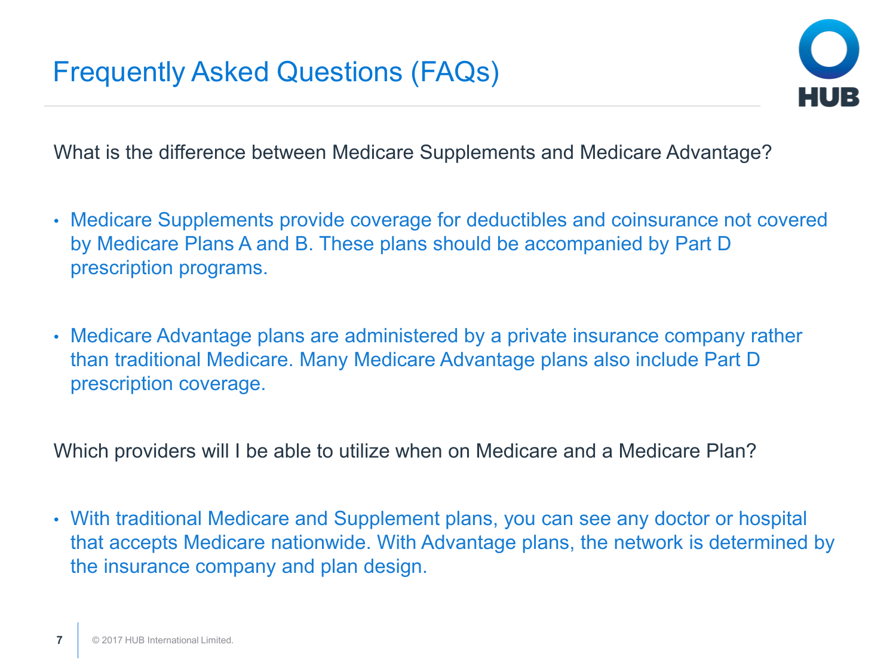# Frequently Asked Questions (FAQs)

What is the difference between Medicare Supplements and Medicare Advantage?

- Medicare Supplements provide coverage for deductibles and coinsurance not covered by Medicare Plans A and B. These plans should be accompanied by Part D prescription programs.
- Medicare Advantage plans are administered by a private insurance company rather than traditional Medicare. Many Medicare Advantage plans also include Part D prescription coverage.

Which providers will I be able to utilize when on Medicare and a Medicare Plan?

- With traditional Medicare and Supplement plans, you can see any doctor or hospital that accepts Medicare nationwide. With Advantage plans, the network is determined by the insurance company and plan design.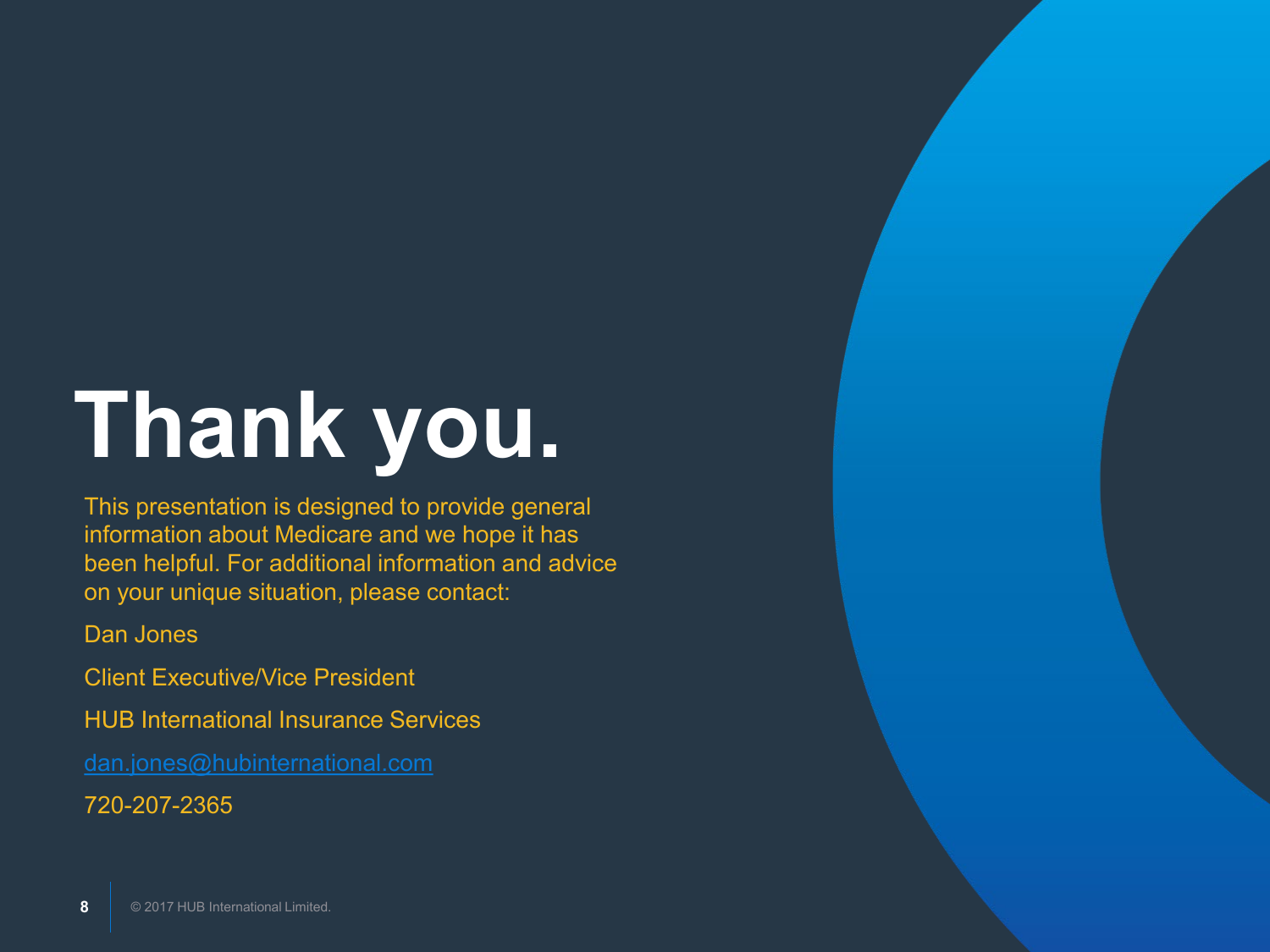# Thank you.

This presentation is designed to provide general information about Medicare and we hope it has been helpful. For additional information and advice on your unique situation, please contact:

Dan Jones

Client Executive/Vice President

HUB International Insurance Services

dan.jones@hubinternational.com

720-207-2365

© 2017 HUB International Limited.